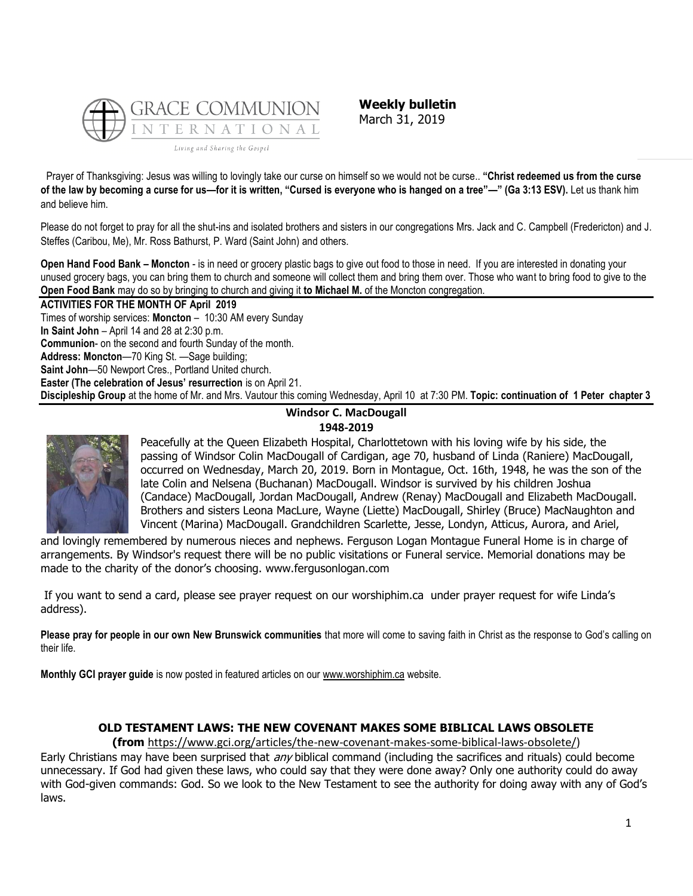GRACE COMMUNION INTERNATIONAL

*Living and Sharing the Gospel*

**Weekly bulletin**
March 31, 2019

Prayer of Thanksgiving: Jesus was willing to lovingly take our curse on himself so we would not be curse.. **"Christ redeemed us from the curse of the law by becoming a curse for us—for it is written, "Cursed is everyone who is hanged on a tree"—" (Ga 3:13 ESV).** Let us thank him and believe him.

Please do not forget to pray for all the shut-ins and isolated brothers and sisters in our congregations Mrs. Jack and C. Campbell (Fredericton) and J. Steffes (Caribou, Me), Mr. Ross Bathurst, P. Ward (Saint John) and others.

**Open Hand Food Bank – Moncton** - is in need or grocery plastic bags to give out food to those in need. If you are interested in donating your unused grocery bags, you can bring them to church and someone will collect them and bring them over. Those who want to bring food to give to the **Open Food Bank** may do so by bringing to church and giving it **to Michael M.** of the Moncton congregation.

**ACTIVITIES FOR THE MONTH OF April 2019**

Times of worship services: **Moncton** – 10:30 AM every Sunday

**In Saint John** – April 14 and 28 at 2:30 p.m.

**Communion**- on the second and fourth Sunday of the month.

**Address: Moncton**—70 King St. —Sage building;

**Saint John**—50 Newport Cres., Portland United church.

**Easter (The celebration of Jesus' resurrection** is on April 21.

**Discipleship Group** at the home of Mr. and Mrs. Vautour this coming Wednesday, April 10 at 7:30 PM. **Topic: continuation of 1 Peter chapter 3**

**Windsor C. MacDougall**
**1948-2019**

Peacefully at the Queen Elizabeth Hospital, Charlottetown with his loving wife by his side, the passing of Windsor Colin MacDougall of Cardigan, age 70, husband of Linda (Raniere) MacDougall, occurred on Wednesday, March 20, 2019. Born in Montague, Oct. 16th, 1948, he was the son of the late Colin and Nelsena (Buchanan) MacDougall. Windsor is survived by his children Joshua (Candace) MacDougall, Jordan MacDougall, Andrew (Renay) MacDougall and Elizabeth MacDougall. Brothers and sisters Leona MacLure, Wayne (Liette) MacDougall, Shirley (Bruce) MacNaughton and Vincent (Marina) MacDougall. Grandchildren Scarlette, Jesse, Londyn, Atticus, Aurora, and Ariel, and lovingly remembered by numerous nieces and nephews. Ferguson Logan Montague Funeral Home is in charge of arrangements. By Windsor's request there will be no public visitations or Funeral service. Memorial donations may be made to the charity of the donor's choosing. www.fergusonlogan.com

If you want to send a card, please see prayer request on our worshiphim.ca under prayer request for wife Linda's address).

**Please pray for people in our own New Brunswick communities** that more will come to saving faith in Christ as the response to God's calling on their life.

**Monthly GCI prayer guide** is now posted in featured articles on our www.worshiphim.ca website.

## OLD TESTAMENT LAWS: THE NEW COVENANT MAKES SOME BIBLICAL LAWS OBSOLETE

**(from** https://www.gci.org/articles/the-new-covenant-makes-some-biblical-laws-obsolete/)

Early Christians may have been surprised that *any* biblical command (including the sacrifices and rituals) could become unnecessary. If God had given these laws, who could say that they were done away? Only one authority could do away with God-given commands: God. So we look to the New Testament to see the authority for doing away with any of God's laws.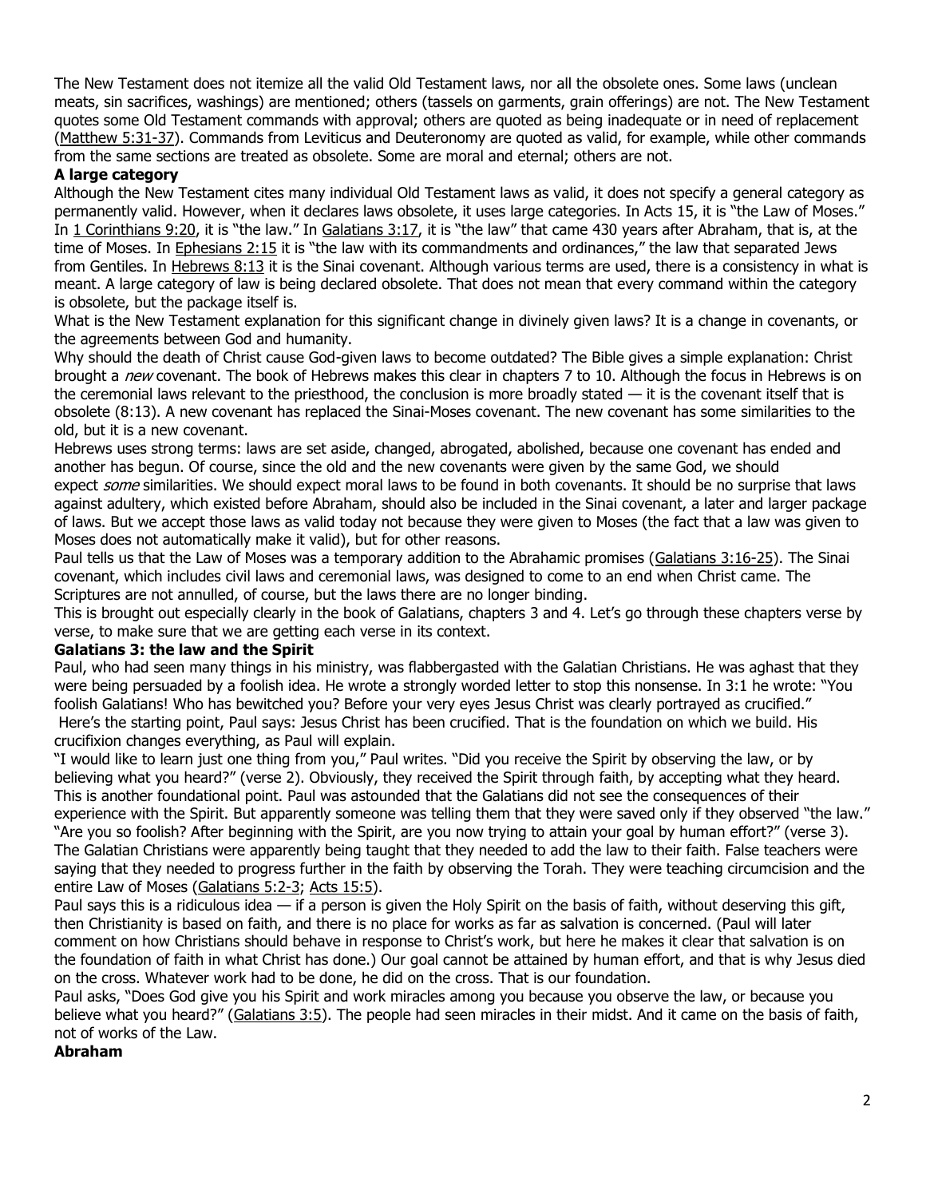The New Testament does not itemize all the valid Old Testament laws, nor all the obsolete ones. Some laws (unclean meats, sin sacrifices, washings) are mentioned; others (tassels on garments, grain offerings) are not. The New Testament quotes some Old Testament commands with approval; others are quoted as being inadequate or in need of replacement (Matthew 5:31-37). Commands from Leviticus and Deuteronomy are quoted as valid, for example, while other commands from the same sections are treated as obsolete. Some are moral and eternal; others are not.

**A large category**

Although the New Testament cites many individual Old Testament laws as valid, it does not specify a general category as permanently valid. However, when it declares laws obsolete, it uses large categories. In Acts 15, it is "the Law of Moses." In 1 Corinthians 9:20, it is "the law." In Galatians 3:17, it is "the law" that came 430 years after Abraham, that is, at the time of Moses. In Ephesians 2:15 it is "the law with its commandments and ordinances," the law that separated Jews from Gentiles. In Hebrews 8:13 it is the Sinai covenant. Although various terms are used, there is a consistency in what is meant. A large category of law is being declared obsolete. That does not mean that every command within the category is obsolete, but the package itself is.

What is the New Testament explanation for this significant change in divinely given laws? It is a change in covenants, or the agreements between God and humanity.

Why should the death of Christ cause God-given laws to become outdated? The Bible gives a simple explanation: Christ brought a *new* covenant. The book of Hebrews makes this clear in chapters 7 to 10. Although the focus in Hebrews is on the ceremonial laws relevant to the priesthood, the conclusion is more broadly stated — it is the covenant itself that is obsolete (8:13). A new covenant has replaced the Sinai-Moses covenant. The new covenant has some similarities to the old, but it is a new covenant.

Hebrews uses strong terms: laws are set aside, changed, abrogated, abolished, because one covenant has ended and another has begun. Of course, since the old and the new covenants were given by the same God, we should expect *some* similarities. We should expect moral laws to be found in both covenants. It should be no surprise that laws against adultery, which existed before Abraham, should also be included in the Sinai covenant, a later and larger package of laws. But we accept those laws as valid today not because they were given to Moses (the fact that a law was given to Moses does not automatically make it valid), but for other reasons.

Paul tells us that the Law of Moses was a temporary addition to the Abrahamic promises (Galatians 3:16-25). The Sinai covenant, which includes civil laws and ceremonial laws, was designed to come to an end when Christ came. The Scriptures are not annulled, of course, but the laws there are no longer binding.

This is brought out especially clearly in the book of Galatians, chapters 3 and 4. Let's go through these chapters verse by verse, to make sure that we are getting each verse in its context.

**Galatians 3: the law and the Spirit**

Paul, who had seen many things in his ministry, was flabbergasted with the Galatian Christians. He was aghast that they were being persuaded by a foolish idea. He wrote a strongly worded letter to stop this nonsense. In 3:1 he wrote: "You foolish Galatians! Who has bewitched you? Before your very eyes Jesus Christ was clearly portrayed as crucified."

Here's the starting point, Paul says: Jesus Christ has been crucified. That is the foundation on which we build. His crucifixion changes everything, as Paul will explain.

"I would like to learn just one thing from you," Paul writes. "Did you receive the Spirit by observing the law, or by believing what you heard?" (verse 2). Obviously, they received the Spirit through faith, by accepting what they heard. This is another foundational point. Paul was astounded that the Galatians did not see the consequences of their experience with the Spirit. But apparently someone was telling them that they were saved only if they observed "the law."

"Are you so foolish? After beginning with the Spirit, are you now trying to attain your goal by human effort?" (verse 3). The Galatian Christians were apparently being taught that they needed to add the law to their faith. False teachers were saying that they needed to progress further in the faith by observing the Torah. They were teaching circumcision and the entire Law of Moses (Galatians 5:2-3; Acts 15:5).

Paul says this is a ridiculous idea — if a person is given the Holy Spirit on the basis of faith, without deserving this gift, then Christianity is based on faith, and there is no place for works as far as salvation is concerned. (Paul will later comment on how Christians should behave in response to Christ's work, but here he makes it clear that salvation is on the foundation of faith in what Christ has done.) Our goal cannot be attained by human effort, and that is why Jesus died on the cross. Whatever work had to be done, he did on the cross. That is our foundation.

Paul asks, "Does God give you his Spirit and work miracles among you because you observe the law, or because you believe what you heard?" (Galatians 3:5). The people had seen miracles in their midst. And it came on the basis of faith, not of works of the Law.

**Abraham**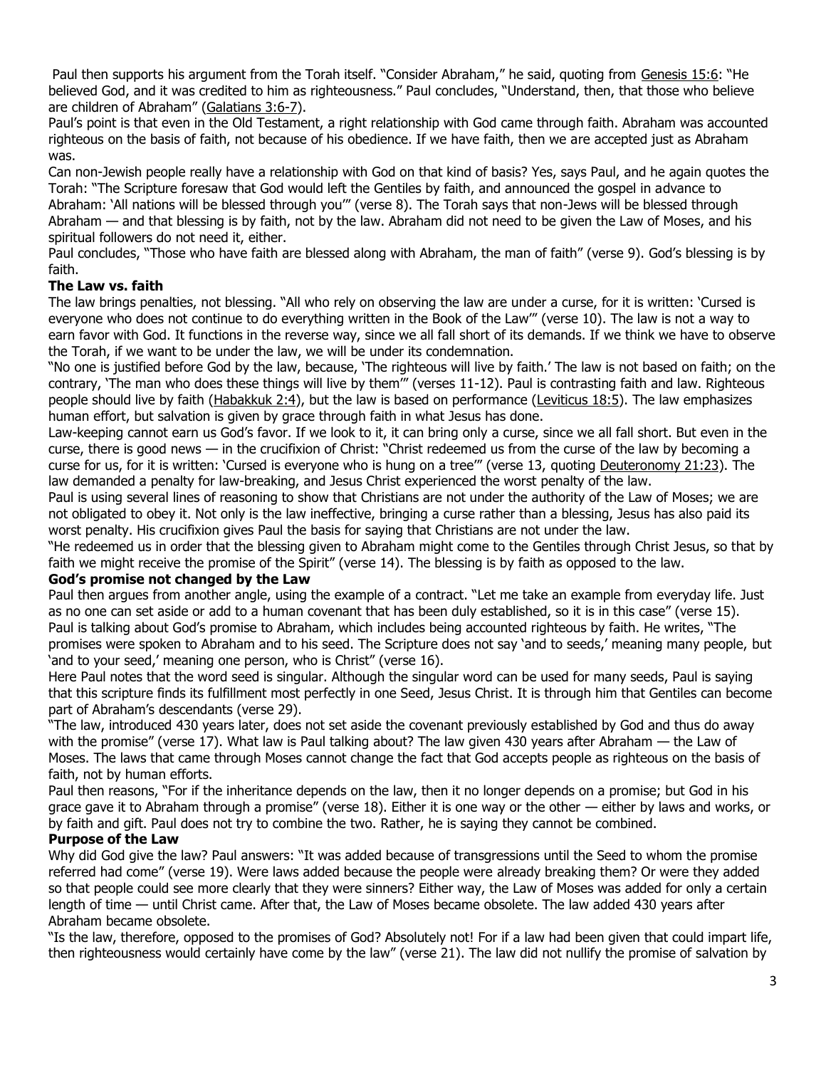Paul then supports his argument from the Torah itself. "Consider Abraham," he said, quoting from Genesis 15:6: "He believed God, and it was credited to him as righteousness." Paul concludes, "Understand, then, that those who believe are children of Abraham" (Galatians 3:6-7).

Paul's point is that even in the Old Testament, a right relationship with God came through faith. Abraham was accounted righteous on the basis of faith, not because of his obedience. If we have faith, then we are accepted just as Abraham was.

Can non-Jewish people really have a relationship with God on that kind of basis? Yes, says Paul, and he again quotes the Torah: "The Scripture foresaw that God would left the Gentiles by faith, and announced the gospel in advance to Abraham: 'All nations will be blessed through you'" (verse 8). The Torah says that non-Jews will be blessed through Abraham — and that blessing is by faith, not by the law. Abraham did not need to be given the Law of Moses, and his spiritual followers do not need it, either.

Paul concludes, "Those who have faith are blessed along with Abraham, the man of faith" (verse 9). God's blessing is by faith.

**The Law vs. faith**

The law brings penalties, not blessing. "All who rely on observing the law are under a curse, for it is written: 'Cursed is everyone who does not continue to do everything written in the Book of the Law'" (verse 10). The law is not a way to earn favor with God. It functions in the reverse way, since we all fall short of its demands. If we think we have to observe the Torah, if we want to be under the law, we will be under its condemnation.

"No one is justified before God by the law, because, 'The righteous will live by faith.' The law is not based on faith; on the contrary, 'The man who does these things will live by them'" (verses 11-12). Paul is contrasting faith and law. Righteous people should live by faith (Habakkuk 2:4), but the law is based on performance (Leviticus 18:5). The law emphasizes human effort, but salvation is given by grace through faith in what Jesus has done.

Law-keeping cannot earn us God's favor. If we look to it, it can bring only a curse, since we all fall short. But even in the curse, there is good news — in the crucifixion of Christ: "Christ redeemed us from the curse of the law by becoming a curse for us, for it is written: 'Cursed is everyone who is hung on a tree'" (verse 13, quoting Deuteronomy 21:23). The law demanded a penalty for law-breaking, and Jesus Christ experienced the worst penalty of the law.

Paul is using several lines of reasoning to show that Christians are not under the authority of the Law of Moses; we are not obligated to obey it. Not only is the law ineffective, bringing a curse rather than a blessing, Jesus has also paid its worst penalty. His crucifixion gives Paul the basis for saying that Christians are not under the law.

"He redeemed us in order that the blessing given to Abraham might come to the Gentiles through Christ Jesus, so that by faith we might receive the promise of the Spirit" (verse 14). The blessing is by faith as opposed to the law.

**God's promise not changed by the Law**

Paul then argues from another angle, using the example of a contract. "Let me take an example from everyday life. Just as no one can set aside or add to a human covenant that has been duly established, so it is in this case" (verse 15). Paul is talking about God's promise to Abraham, which includes being accounted righteous by faith. He writes, "The promises were spoken to Abraham and to his seed. The Scripture does not say 'and to seeds,' meaning many people, but 'and to your seed,' meaning one person, who is Christ" (verse 16).

Here Paul notes that the word seed is singular. Although the singular word can be used for many seeds, Paul is saying that this scripture finds its fulfillment most perfectly in one Seed, Jesus Christ. It is through him that Gentiles can become part of Abraham's descendants (verse 29).

"The law, introduced 430 years later, does not set aside the covenant previously established by God and thus do away with the promise" (verse 17). What law is Paul talking about? The law given 430 years after Abraham — the Law of Moses. The laws that came through Moses cannot change the fact that God accepts people as righteous on the basis of faith, not by human efforts.

Paul then reasons, "For if the inheritance depends on the law, then it no longer depends on a promise; but God in his grace gave it to Abraham through a promise" (verse 18). Either it is one way or the other — either by laws and works, or by faith and gift. Paul does not try to combine the two. Rather, he is saying they cannot be combined.

**Purpose of the Law**

Why did God give the law? Paul answers: "It was added because of transgressions until the Seed to whom the promise referred had come" (verse 19). Were laws added because the people were already breaking them? Or were they added so that people could see more clearly that they were sinners? Either way, the Law of Moses was added for only a certain length of time — until Christ came. After that, the Law of Moses became obsolete. The law added 430 years after Abraham became obsolete.

"Is the law, therefore, opposed to the promises of God? Absolutely not! For if a law had been given that could impart life, then righteousness would certainly have come by the law" (verse 21). The law did not nullify the promise of salvation by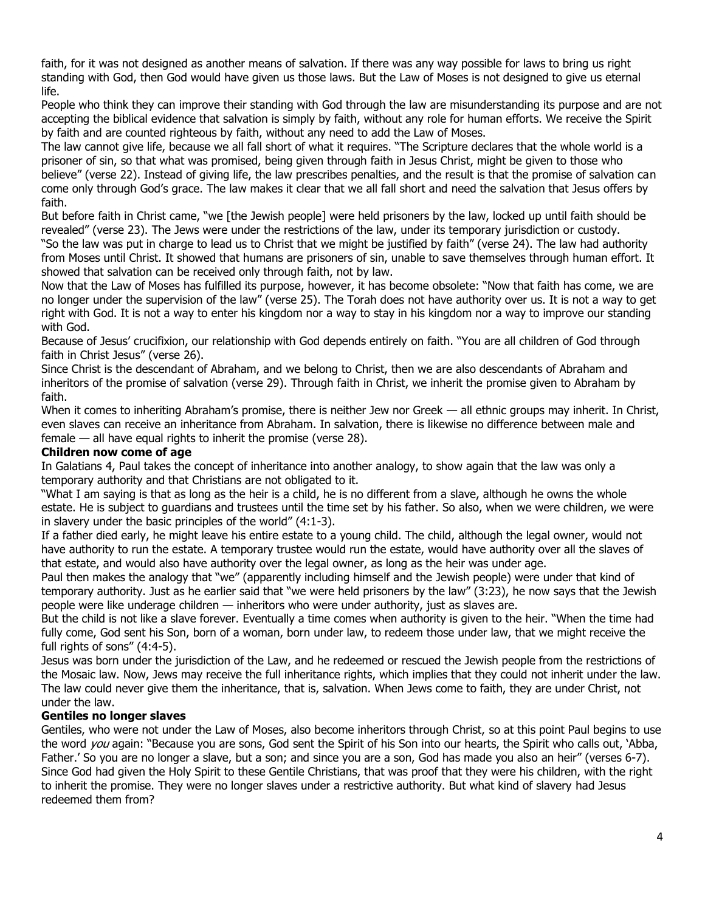faith, for it was not designed as another means of salvation. If there was any way possible for laws to bring us right standing with God, then God would have given us those laws. But the Law of Moses is not designed to give us eternal life.

People who think they can improve their standing with God through the law are misunderstanding its purpose and are not accepting the biblical evidence that salvation is simply by faith, without any role for human efforts. We receive the Spirit by faith and are counted righteous by faith, without any need to add the Law of Moses.

The law cannot give life, because we all fall short of what it requires. "The Scripture declares that the whole world is a prisoner of sin, so that what was promised, being given through faith in Jesus Christ, might be given to those who believe" (verse 22). Instead of giving life, the law prescribes penalties, and the result is that the promise of salvation can come only through God's grace. The law makes it clear that we all fall short and need the salvation that Jesus offers by faith.

But before faith in Christ came, "we [the Jewish people] were held prisoners by the law, locked up until faith should be revealed" (verse 23). The Jews were under the restrictions of the law, under its temporary jurisdiction or custody.

"So the law was put in charge to lead us to Christ that we might be justified by faith" (verse 24). The law had authority from Moses until Christ. It showed that humans are prisoners of sin, unable to save themselves through human effort. It showed that salvation can be received only through faith, not by law.

Now that the Law of Moses has fulfilled its purpose, however, it has become obsolete: "Now that faith has come, we are no longer under the supervision of the law" (verse 25). The Torah does not have authority over us. It is not a way to get right with God. It is not a way to enter his kingdom nor a way to stay in his kingdom nor a way to improve our standing with God.

Because of Jesus' crucifixion, our relationship with God depends entirely on faith. "You are all children of God through faith in Christ Jesus" (verse 26).

Since Christ is the descendant of Abraham, and we belong to Christ, then we are also descendants of Abraham and inheritors of the promise of salvation (verse 29). Through faith in Christ, we inherit the promise given to Abraham by faith.

When it comes to inheriting Abraham's promise, there is neither Jew nor Greek — all ethnic groups may inherit. In Christ, even slaves can receive an inheritance from Abraham. In salvation, there is likewise no difference between male and female — all have equal rights to inherit the promise (verse 28).

**Children now come of age**

In Galatians 4, Paul takes the concept of inheritance into another analogy, to show again that the law was only a temporary authority and that Christians are not obligated to it.

"What I am saying is that as long as the heir is a child, he is no different from a slave, although he owns the whole estate. He is subject to guardians and trustees until the time set by his father. So also, when we were children, we were in slavery under the basic principles of the world" (4:1-3).

If a father died early, he might leave his entire estate to a young child. The child, although the legal owner, would not have authority to run the estate. A temporary trustee would run the estate, would have authority over all the slaves of that estate, and would also have authority over the legal owner, as long as the heir was under age.

Paul then makes the analogy that "we" (apparently including himself and the Jewish people) were under that kind of temporary authority. Just as he earlier said that "we were held prisoners by the law" (3:23), he now says that the Jewish people were like underage children — inheritors who were under authority, just as slaves are.

But the child is not like a slave forever. Eventually a time comes when authority is given to the heir. "When the time had fully come, God sent his Son, born of a woman, born under law, to redeem those under law, that we might receive the full rights of sons" (4:4-5).

Jesus was born under the jurisdiction of the Law, and he redeemed or rescued the Jewish people from the restrictions of the Mosaic law. Now, Jews may receive the full inheritance rights, which implies that they could not inherit under the law. The law could never give them the inheritance, that is, salvation. When Jews come to faith, they are under Christ, not under the law.

**Gentiles no longer slaves**

Gentiles, who were not under the Law of Moses, also become inheritors through Christ, so at this point Paul begins to use the word *you* again: "Because you are sons, God sent the Spirit of his Son into our hearts, the Spirit who calls out, 'Abba, Father.' So you are no longer a slave, but a son; and since you are a son, God has made you also an heir" (verses 6-7).

Since God had given the Holy Spirit to these Gentile Christians, that was proof that they were his children, with the right to inherit the promise. They were no longer slaves under a restrictive authority. But what kind of slavery had Jesus redeemed them from?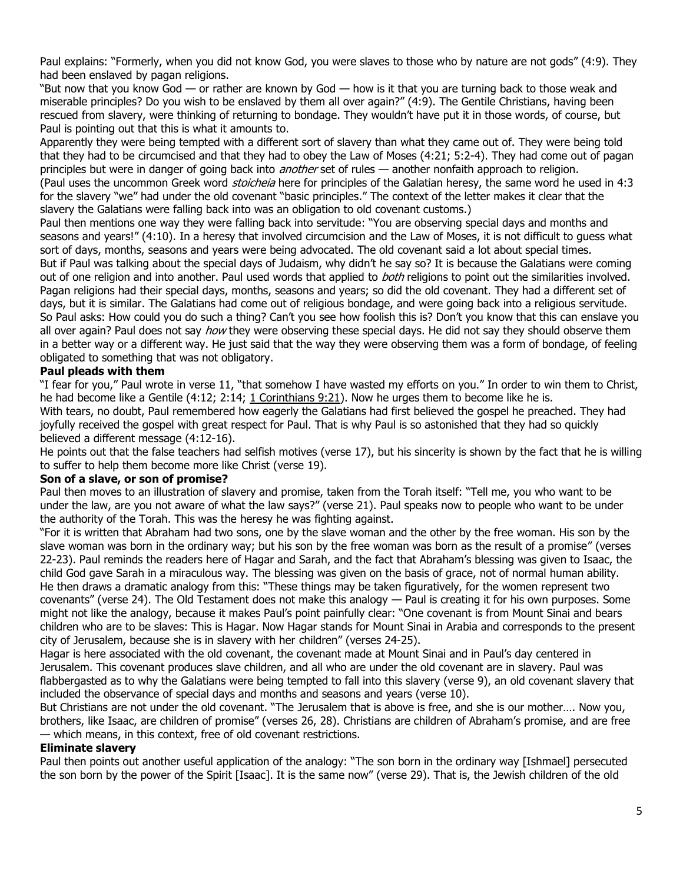Paul explains: "Formerly, when you did not know God, you were slaves to those who by nature are not gods" (4:9). They had been enslaved by pagan religions.

"But now that you know God — or rather are known by God — how is it that you are turning back to those weak and miserable principles? Do you wish to be enslaved by them all over again?" (4:9). The Gentile Christians, having been rescued from slavery, were thinking of returning to bondage. They wouldn't have put it in those words, of course, but Paul is pointing out that this is what it amounts to.

Apparently they were being tempted with a different sort of slavery than what they came out of. They were being told that they had to be circumcised and that they had to obey the Law of Moses (4:21; 5:2-4). They had come out of pagan principles but were in danger of going back into *another* set of rules — another nonfaith approach to religion.

(Paul uses the uncommon Greek word *stoicheia* here for principles of the Galatian heresy, the same word he used in 4:3 for the slavery "we" had under the old covenant "basic principles." The context of the letter makes it clear that the slavery the Galatians were falling back into was an obligation to old covenant customs.)

Paul then mentions one way they were falling back into servitude: "You are observing special days and months and seasons and years!" (4:10). In a heresy that involved circumcision and the Law of Moses, it is not difficult to guess what sort of days, months, seasons and years were being advocated. The old covenant said a lot about special times.

But if Paul was talking about the special days of Judaism, why didn't he say so? It is because the Galatians were coming out of one religion and into another. Paul used words that applied to *both* religions to point out the similarities involved. Pagan religions had their special days, months, seasons and years; so did the old covenant. They had a different set of days, but it is similar. The Galatians had come out of religious bondage, and were going back into a religious servitude. So Paul asks: How could you do such a thing? Can't you see how foolish this is? Don't you know that this can enslave you all over again? Paul does not say *how* they were observing these special days. He did not say they should observe them in a better way or a different way. He just said that the way they were observing them was a form of bondage, of feeling obligated to something that was not obligatory.

**Paul pleads with them**

"I fear for you," Paul wrote in verse 11, "that somehow I have wasted my efforts on you." In order to win them to Christ, he had become like a Gentile (4:12; 2:14; 1 Corinthians 9:21). Now he urges them to become like he is.

With tears, no doubt, Paul remembered how eagerly the Galatians had first believed the gospel he preached. They had joyfully received the gospel with great respect for Paul. That is why Paul is so astonished that they had so quickly believed a different message (4:12-16).

He points out that the false teachers had selfish motives (verse 17), but his sincerity is shown by the fact that he is willing to suffer to help them become more like Christ (verse 19).

**Son of a slave, or son of promise?**

Paul then moves to an illustration of slavery and promise, taken from the Torah itself: "Tell me, you who want to be under the law, are you not aware of what the law says?" (verse 21). Paul speaks now to people who want to be under the authority of the Torah. This was the heresy he was fighting against.

"For it is written that Abraham had two sons, one by the slave woman and the other by the free woman. His son by the slave woman was born in the ordinary way; but his son by the free woman was born as the result of a promise" (verses 22-23). Paul reminds the readers here of Hagar and Sarah, and the fact that Abraham's blessing was given to Isaac, the child God gave Sarah in a miraculous way. The blessing was given on the basis of grace, not of normal human ability.

He then draws a dramatic analogy from this: "These things may be taken figuratively, for the women represent two covenants" (verse 24). The Old Testament does not make this analogy — Paul is creating it for his own purposes. Some might not like the analogy, because it makes Paul's point painfully clear: "One covenant is from Mount Sinai and bears children who are to be slaves: This is Hagar. Now Hagar stands for Mount Sinai in Arabia and corresponds to the present city of Jerusalem, because she is in slavery with her children" (verses 24-25).

Hagar is here associated with the old covenant, the covenant made at Mount Sinai and in Paul's day centered in Jerusalem. This covenant produces slave children, and all who are under the old covenant are in slavery. Paul was flabbergasted as to why the Galatians were being tempted to fall into this slavery (verse 9), an old covenant slavery that included the observance of special days and months and seasons and years (verse 10).

But Christians are not under the old covenant. "The Jerusalem that is above is free, and she is our mother…. Now you, brothers, like Isaac, are children of promise" (verses 26, 28). Christians are children of Abraham's promise, and are free — which means, in this context, free of old covenant restrictions.

**Eliminate slavery**

Paul then points out another useful application of the analogy: "The son born in the ordinary way [Ishmael] persecuted the son born by the power of the Spirit [Isaac]. It is the same now" (verse 29). That is, the Jewish children of the old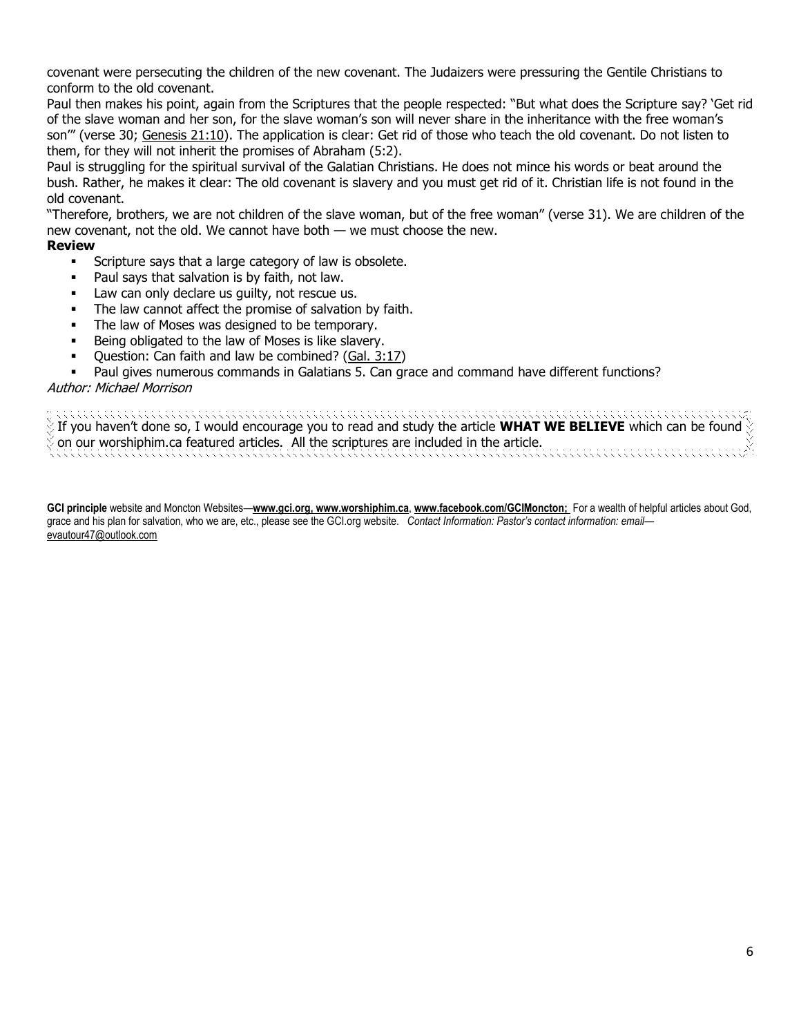covenant were persecuting the children of the new covenant. The Judaizers were pressuring the Gentile Christians to conform to the old covenant.

Paul then makes his point, again from the Scriptures that the people respected: "But what does the Scripture say? 'Get rid of the slave woman and her son, for the slave woman's son will never share in the inheritance with the free woman's son'" (verse 30; Genesis 21:10). The application is clear: Get rid of those who teach the old covenant. Do not listen to them, for they will not inherit the promises of Abraham (5:2).

Paul is struggling for the spiritual survival of the Galatian Christians. He does not mince his words or beat around the bush. Rather, he makes it clear: The old covenant is slavery and you must get rid of it. Christian life is not found in the old covenant.

"Therefore, brothers, we are not children of the slave woman, but of the free woman" (verse 31). We are children of the new covenant, not the old. We cannot have both — we must choose the new.

**Review**

- Scripture says that a large category of law is obsolete.
- Paul says that salvation is by faith, not law.
- Law can only declare us guilty, not rescue us.
- The law cannot affect the promise of salvation by faith.
- The law of Moses was designed to be temporary.
- Being obligated to the law of Moses is like slavery.
- Question: Can faith and law be combined? (Gal. 3:17)
- Paul gives numerous commands in Galatians 5. Can grace and command have different functions?

*Author: Michael Morrison*

If you haven't done so, I would encourage you to read and study the article **WHAT WE BELIEVE** which can be found on our worshiphim.ca featured articles. All the scriptures are included in the article.

**GCI principle** website and Moncton Websites—**www.gci.org, www.worshiphim.ca**, **www.facebook.com/GCIMoncton;** For a wealth of helpful articles about God, grace and his plan for salvation, who we are, etc., please see the GCI.org website. *Contact Information: Pastor's contact information: email—* evautour47@outlook.com